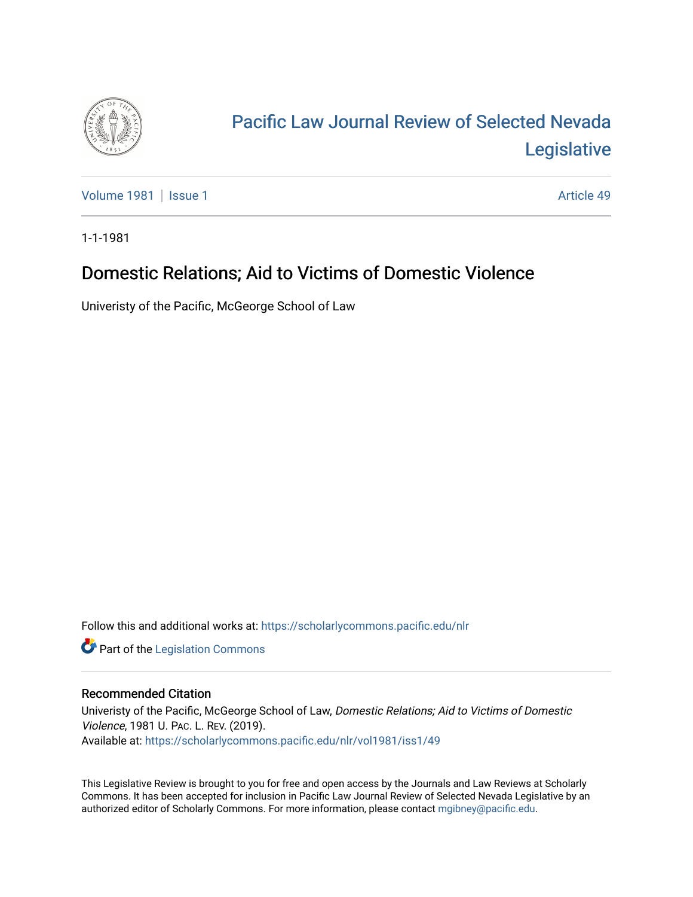# Pacific Law Journal Review of Selected Nevada Legislative

Volume 1981 | Issue 1 — Article 49

1-1-1981

## Domestic Relations; Aid to Victims of Domestic Violence

Univeristy of the Pacific, McGeorge School of Law

Follow this and additional works at: https://scholarlycommons.pacific.edu/nlr

Part of the Legislation Commons

### Recommended Citation

Univeristy of the Pacific, McGeorge School of Law, *Domestic Relations; Aid to Victims of Domestic Violence*, 1981 U. Pac. L. Rev. (2019).
Available at: https://scholarlycommons.pacific.edu/nlr/vol1981/iss1/49

This Legislative Review is brought to you for free and open access by the Journals and Law Reviews at Scholarly Commons. It has been accepted for inclusion in Pacific Law Journal Review of Selected Nevada Legislative by an authorized editor of Scholarly Commons. For more information, please contact mgibney@pacific.edu.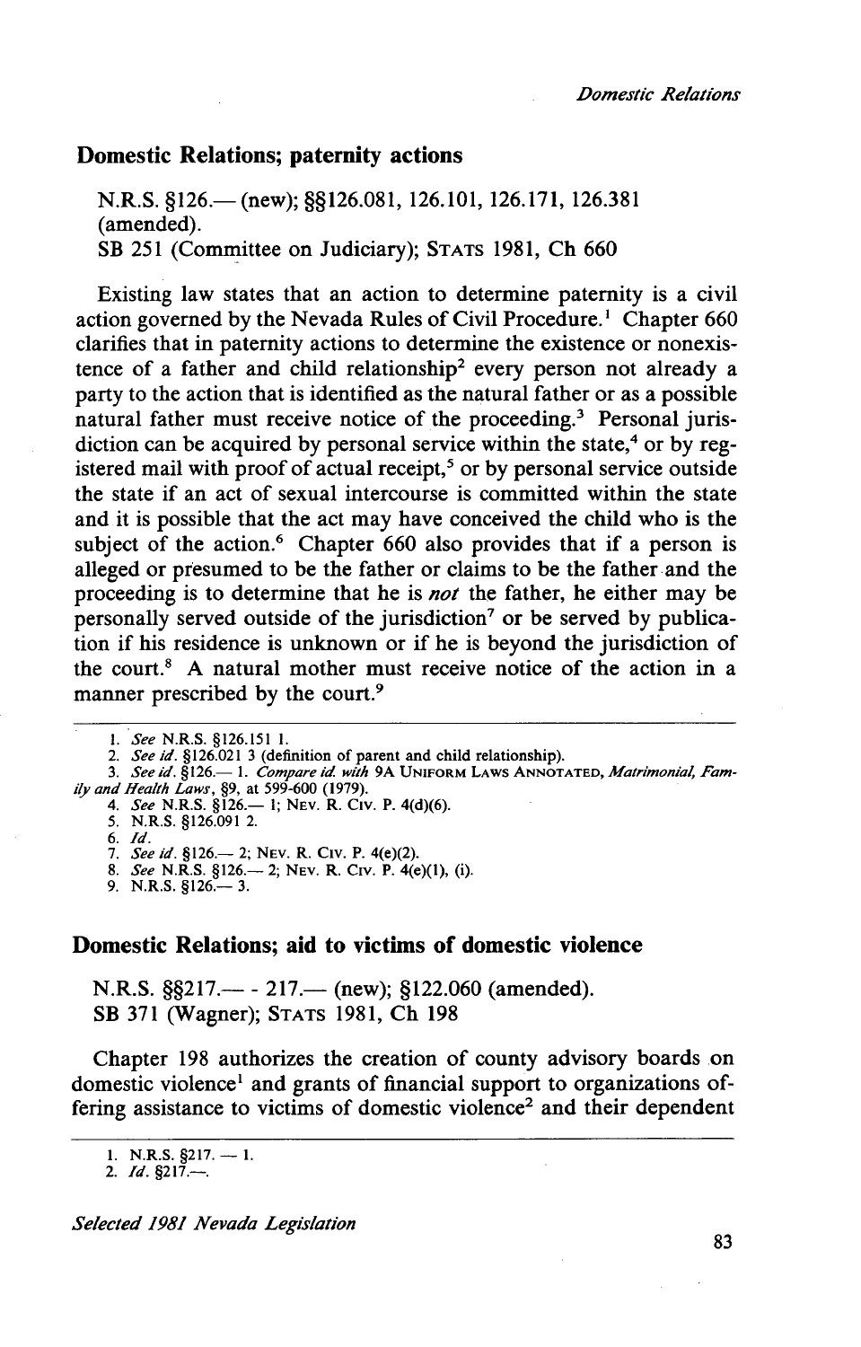## Domestic Relations; paternity actions

N.R.S. §126.— (new); §§126.081, 126.101, 126.171, 126.381 (amended).
SB 251 (Committee on Judiciary); STATS 1981, Ch 660

Existing law states that an action to determine paternity is a civil action governed by the Nevada Rules of Civil Procedure.[1] Chapter 660 clarifies that in paternity actions to determine the existence or nonexistence of a father and child relationship[2] every person not already a party to the action that is identified as the natural father or as a possible natural father must receive notice of the proceeding.[3] Personal jurisdiction can be acquired by personal service within the state,[4] or by registered mail with proof of actual receipt,[5] or by personal service outside the state if an act of sexual intercourse is committed within the state and it is possible that the act may have conceived the child who is the subject of the action.[6] Chapter 660 also provides that if a person is alleged or presumed to be the father or claims to be the father and the proceeding is to determine that he is *not* the father, he either may be personally served outside of the jurisdiction[7] or be served by publication if his residence is unknown or if he is beyond the jurisdiction of the court.[8] A natural mother must receive notice of the action in a manner prescribed by the court.[9]

---

1. *See* N.R.S. §126.151 1.
2. *See id.* §126.021 3 (definition of parent and child relationship).
3. *See id.* §126.— 1. *Compare id. with* 9A UNIFORM LAWS ANNOTATED, *Matrimonial, Family and Health Laws*, §9, at 599-600 (1979).
4. *See* N.R.S. §126.— 1; NEV. R. CIV. P. 4(d)(6).
5. N.R.S. §126.091 2.
6. *Id.*
7. *See id.* §126.— 2; NEV. R. CIV. P. 4(e)(2).
8. *See* N.R.S. §126.— 2; NEV. R. CIV. P. 4(e)(1), (i).
9. N.R.S. §126.— 3.

## Domestic Relations; aid to victims of domestic violence

N.R.S. §§217.— - 217.— (new); §122.060 (amended).
SB 371 (Wagner); STATS 1981, Ch 198

Chapter 198 authorizes the creation of county advisory boards on domestic violence[1] and grants of financial support to organizations offering assistance to victims of domestic violence[2] and their dependent

---

1. N.R.S. §217. — 1.
2. *Id.* §217.—.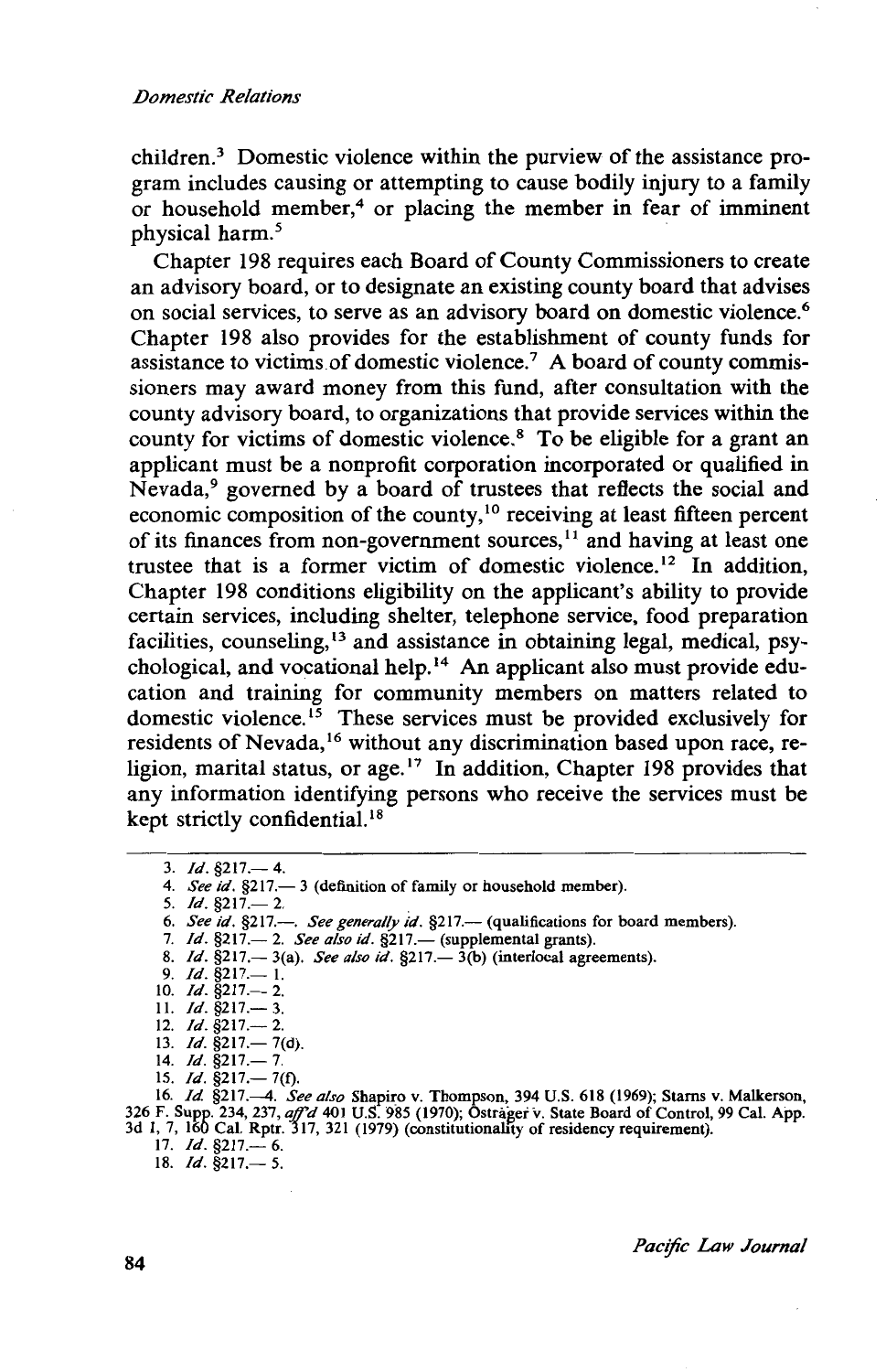children.[3] Domestic violence within the purview of the assistance program includes causing or attempting to cause bodily injury to a family or household member,[4] or placing the member in fear of imminent physical harm.[5]

Chapter 198 requires each Board of County Commissioners to create an advisory board, or to designate an existing county board that advises on social services, to serve as an advisory board on domestic violence.[6] Chapter 198 also provides for the establishment of county funds for assistance to victims of domestic violence.[7] A board of county commissioners may award money from this fund, after consultation with the county advisory board, to organizations that provide services within the county for victims of domestic violence.[8] To be eligible for a grant an applicant must be a nonprofit corporation incorporated or qualified in Nevada,[9] governed by a board of trustees that reflects the social and economic composition of the county,[10] receiving at least fifteen percent of its finances from non-government sources,[11] and having at least one trustee that is a former victim of domestic violence.[12] In addition, Chapter 198 conditions eligibility on the applicant's ability to provide certain services, including shelter, telephone service, food preparation facilities, counseling,[13] and assistance in obtaining legal, medical, psychological, and vocational help.[14] An applicant also must provide education and training for community members on matters related to domestic violence.[15] These services must be provided exclusively for residents of Nevada,[16] without any discrimination based upon race, religion, marital status, or age.[17] In addition, Chapter 198 provides that any information identifying persons who receive the services must be kept strictly confidential.[18]

---

3. *Id.* §217.— 4.
4. *See id.* §217.— 3 (definition of family or household member).
5. *Id.* §217.— 2.
6. *See id.* §217.—. *See generally id.* §217.— (qualifications for board members).
7. *Id.* §217.— 2. *See also id.* §217.— (supplemental grants).
8. *Id.* §217.— 3(a). *See also id.* §217.— 3(b) (interlocal agreements).
9. *Id.* §217.— 1.
10. *Id.* §217.— 2.
11. *Id.* §217.— 3.
12. *Id.* §217.— 2.
13. *Id.* §217.— 7(d).
14. *Id.* §217.— 7.
15. *Id.* §217.— 7(f).
16. *Id.* §217.—4. *See also* Shapiro v. Thompson, 394 U.S. 618 (1969); Starns v. Malkerson, 326 F. Supp. 234, 237, *aff'd* 401 U.S. 985 (1970); Ostrager v. State Board of Control, 99 Cal. App. 3d 1, 7, 160 Cal. Rptr. 317, 321 (1979) (constitutionality of residency requirement).
17. *Id.* §217.— 6.
18. *Id.* §217.— 5.